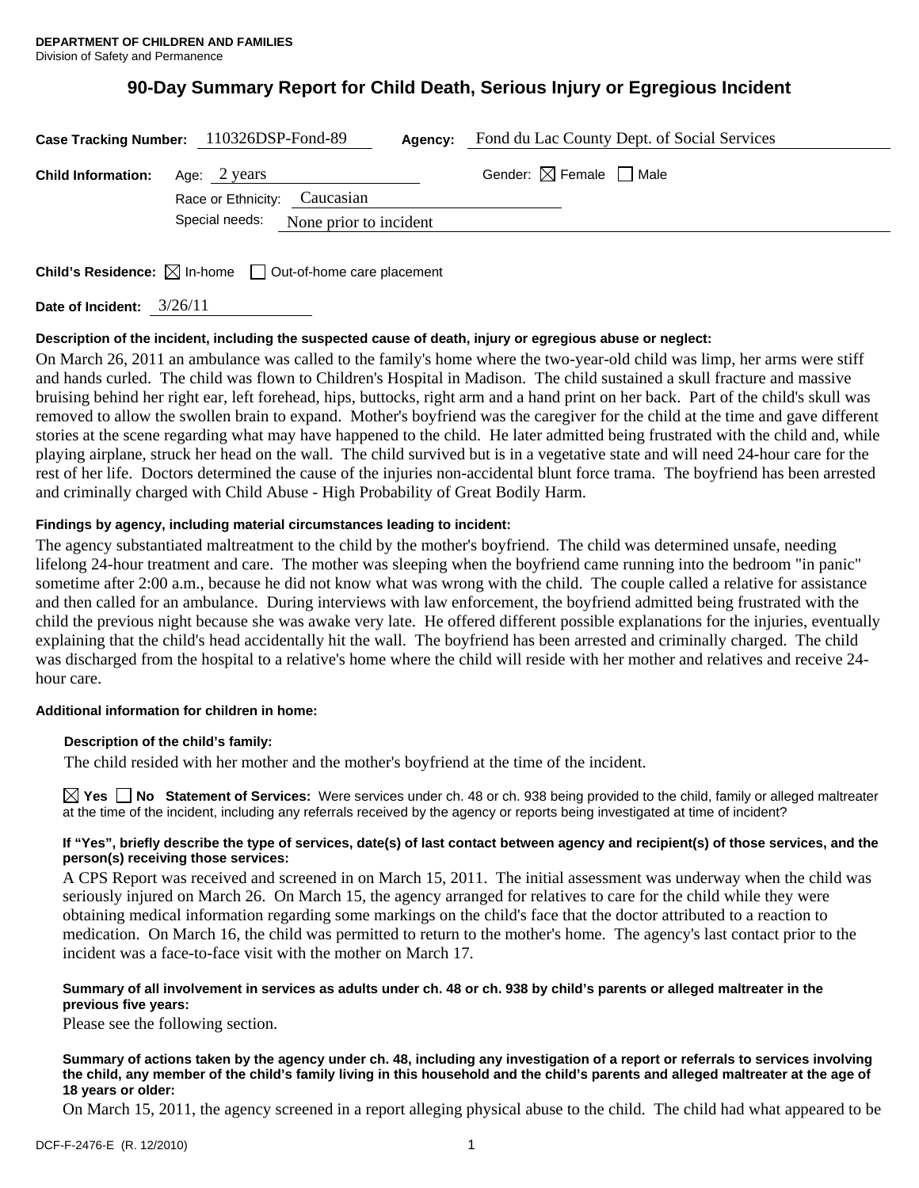**DEPARTMENT OF CHILDREN AND FAMILIES**
Division of Safety and Permanence

# 90-Day Summary Report for Child Death, Serious Injury or Egregious Incident

**Case Tracking Number:** 110326DSP-Fond-89 **Agency:** Fond du Lac County Dept. of Social Services

**Child Information:** Age: 2 years Gender: ☒ Female ☐ Male

Race or Ethnicity: Caucasian

Special needs: None prior to incident

**Child's Residence:** ☒ In-home ☐ Out-of-home care placement

**Date of Incident:** 3/26/11

**Description of the incident, including the suspected cause of death, injury or egregious abuse or neglect:**

On March 26, 2011 an ambulance was called to the family's home where the two-year-old child was limp, her arms were stiff and hands curled. The child was flown to Children's Hospital in Madison. The child sustained a skull fracture and massive bruising behind her right ear, left forehead, hips, buttocks, right arm and a hand print on her back. Part of the child's skull was removed to allow the swollen brain to expand. Mother's boyfriend was the caregiver for the child at the time and gave different stories at the scene regarding what may have happened to the child. He later admitted being frustrated with the child and, while playing airplane, struck her head on the wall. The child survived but is in a vegetative state and will need 24-hour care for the rest of her life. Doctors determined the cause of the injuries non-accidental blunt force trama. The boyfriend has been arrested and criminally charged with Child Abuse - High Probability of Great Bodily Harm.

**Findings by agency, including material circumstances leading to incident:**

The agency substantiated maltreatment to the child by the mother's boyfriend. The child was determined unsafe, needing lifelong 24-hour treatment and care. The mother was sleeping when the boyfriend came running into the bedroom "in panic" sometime after 2:00 a.m., because he did not know what was wrong with the child. The couple called a relative for assistance and then called for an ambulance. During interviews with law enforcement, the boyfriend admitted being frustrated with the child the previous night because she was awake very late. He offered different possible explanations for the injuries, eventually explaining that the child's head accidentally hit the wall. The boyfriend has been arrested and criminally charged. The child was discharged from the hospital to a relative's home where the child will reside with her mother and relatives and receive 24-hour care.

**Additional information for children in home:**

**Description of the child's family:**

The child resided with her mother and the mother's boyfriend at the time of the incident.

☒ **Yes** ☐ **No Statement of Services:** Were services under ch. 48 or ch. 938 being provided to the child, family or alleged maltreater at the time of the incident, including any referrals received by the agency or reports being investigated at time of incident?

**If "Yes", briefly describe the type of services, date(s) of last contact between agency and recipient(s) of those services, and the person(s) receiving those services:**

A CPS Report was received and screened in on March 15, 2011. The initial assessment was underway when the child was seriously injured on March 26. On March 15, the agency arranged for relatives to care for the child while they were obtaining medical information regarding some markings on the child's face that the doctor attributed to a reaction to medication. On March 16, the child was permitted to return to the mother's home. The agency's last contact prior to the incident was a face-to-face visit with the mother on March 17.

**Summary of all involvement in services as adults under ch. 48 or ch. 938 by child's parents or alleged maltreater in the previous five years:**

Please see the following section.

**Summary of actions taken by the agency under ch. 48, including any investigation of a report or referrals to services involving the child, any member of the child's family living in this household and the child's parents and alleged maltreater at the age of 18 years or older:**

On March 15, 2011, the agency screened in a report alleging physical abuse to the child. The child had what appeared to be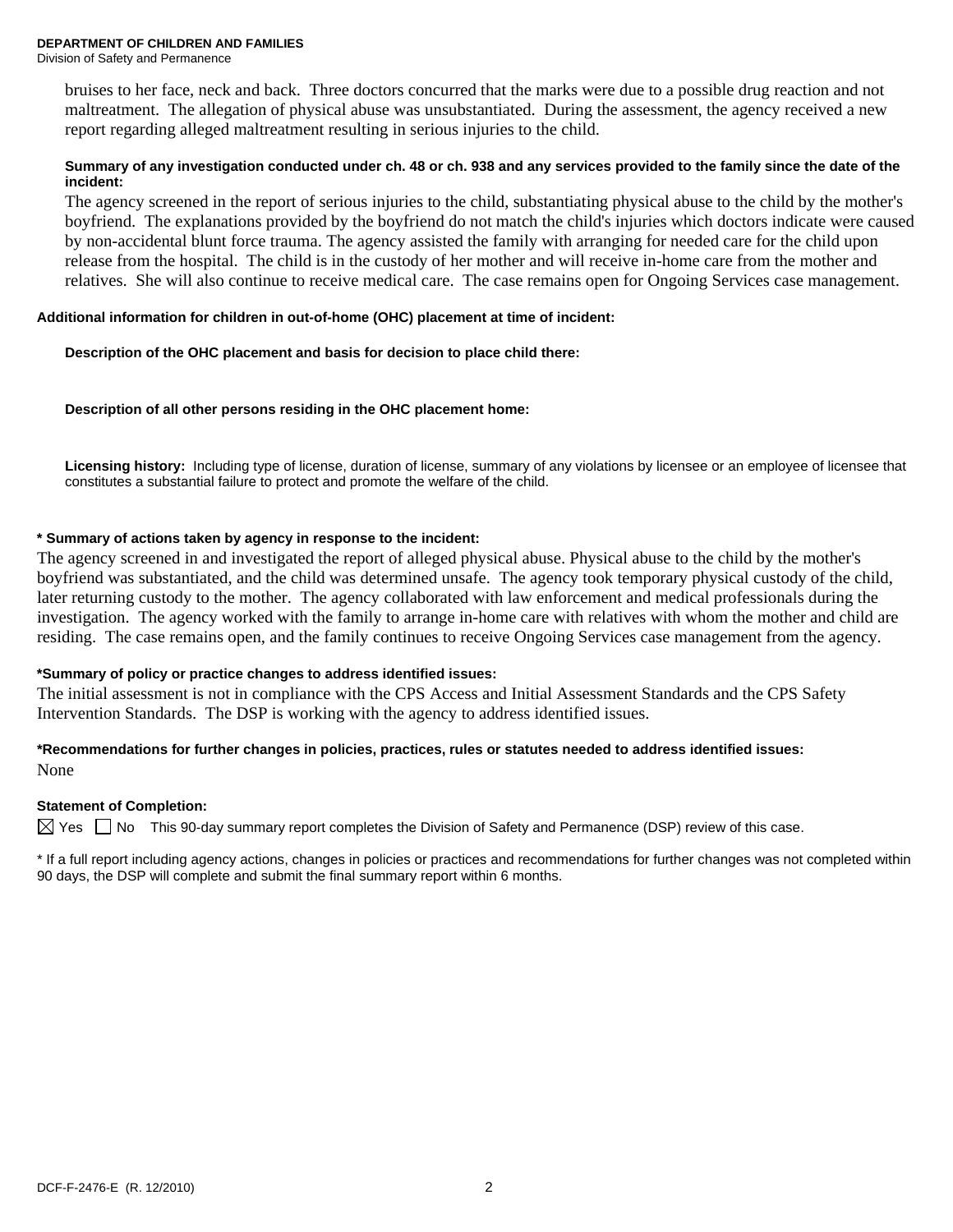bruises to her face, neck and back. Three doctors concurred that the marks were due to a possible drug reaction and not maltreatment. The allegation of physical abuse was unsubstantiated. During the assessment, the agency received a new report regarding alleged maltreatment resulting in serious injuries to the child.

**Summary of any investigation conducted under ch. 48 or ch. 938 and any services provided to the family since the date of the incident:**

The agency screened in the report of serious injuries to the child, substantiating physical abuse to the child by the mother's boyfriend. The explanations provided by the boyfriend do not match the child's injuries which doctors indicate were caused by non-accidental blunt force trauma. The agency assisted the family with arranging for needed care for the child upon release from the hospital. The child is in the custody of her mother and will receive in-home care from the mother and relatives. She will also continue to receive medical care. The case remains open for Ongoing Services case management.

**Additional information for children in out-of-home (OHC) placement at time of incident:**

**Description of the OHC placement and basis for decision to place child there:**

**Description of all other persons residing in the OHC placement home:**

**Licensing history:** Including type of license, duration of license, summary of any violations by licensee or an employee of licensee that constitutes a substantial failure to protect and promote the welfare of the child.

**\* Summary of actions taken by agency in response to the incident:**

The agency screened in and investigated the report of alleged physical abuse. Physical abuse to the child by the mother's boyfriend was substantiated, and the child was determined unsafe. The agency took temporary physical custody of the child, later returning custody to the mother. The agency collaborated with law enforcement and medical professionals during the investigation. The agency worked with the family to arrange in-home care with relatives with whom the mother and child are residing. The case remains open, and the family continues to receive Ongoing Services case management from the agency.

**\*Summary of policy or practice changes to address identified issues:**

The initial assessment is not in compliance with the CPS Access and Initial Assessment Standards and the CPS Safety Intervention Standards. The DSP is working with the agency to address identified issues.

**\*Recommendations for further changes in policies, practices, rules or statutes needed to address identified issues:**

None

**Statement of Completion:**

☒ Yes ☐ No This 90-day summary report completes the Division of Safety and Permanence (DSP) review of this case.

\* If a full report including agency actions, changes in policies or practices and recommendations for further changes was not completed within 90 days, the DSP will complete and submit the final summary report within 6 months.